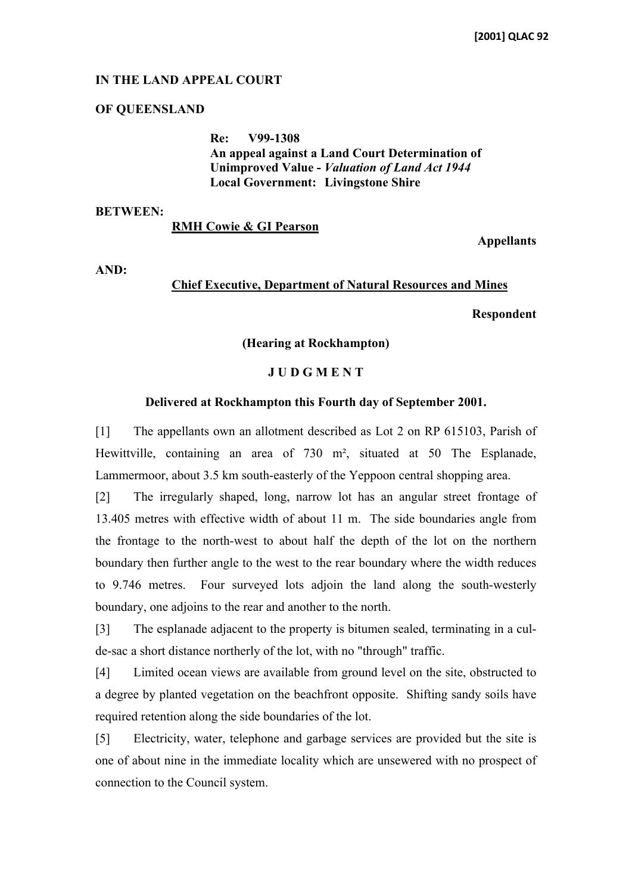[2001] QLAC 92

**IN THE LAND APPEAL COURT**

**OF QUEENSLAND**

**Re: V99-1308**
**An appeal against a Land Court Determination of Unimproved Value -** ***Valuation of Land Act 1944***
**Local Government: Livingstone Shire**

**BETWEEN:**

**RMH Cowie & GI Pearson**

**Appellants**

**AND:**

**Chief Executive, Department of Natural Resources and Mines**

**Respondent**

**(Hearing at Rockhampton)**

**J U D G M E N T**

**Delivered at Rockhampton this Fourth day of September 2001.**

[1] The appellants own an allotment described as Lot 2 on RP 615103, Parish of Hewittville, containing an area of 730 m², situated at 50 The Esplanade, Lammermoor, about 3.5 km south-easterly of the Yeppoon central shopping area.

[2] The irregularly shaped, long, narrow lot has an angular street frontage of 13.405 metres with effective width of about 11 m. The side boundaries angle from the frontage to the north-west to about half the depth of the lot on the northern boundary then further angle to the west to the rear boundary where the width reduces to 9.746 metres. Four surveyed lots adjoin the land along the south-westerly boundary, one adjoins to the rear and another to the north.

[3] The esplanade adjacent to the property is bitumen sealed, terminating in a cul-de-sac a short distance northerly of the lot, with no "through" traffic.

[4] Limited ocean views are available from ground level on the site, obstructed to a degree by planted vegetation on the beachfront opposite. Shifting sandy soils have required retention along the side boundaries of the lot.

[5] Electricity, water, telephone and garbage services are provided but the site is one of about nine in the immediate locality which are unsewered with no prospect of connection to the Council system.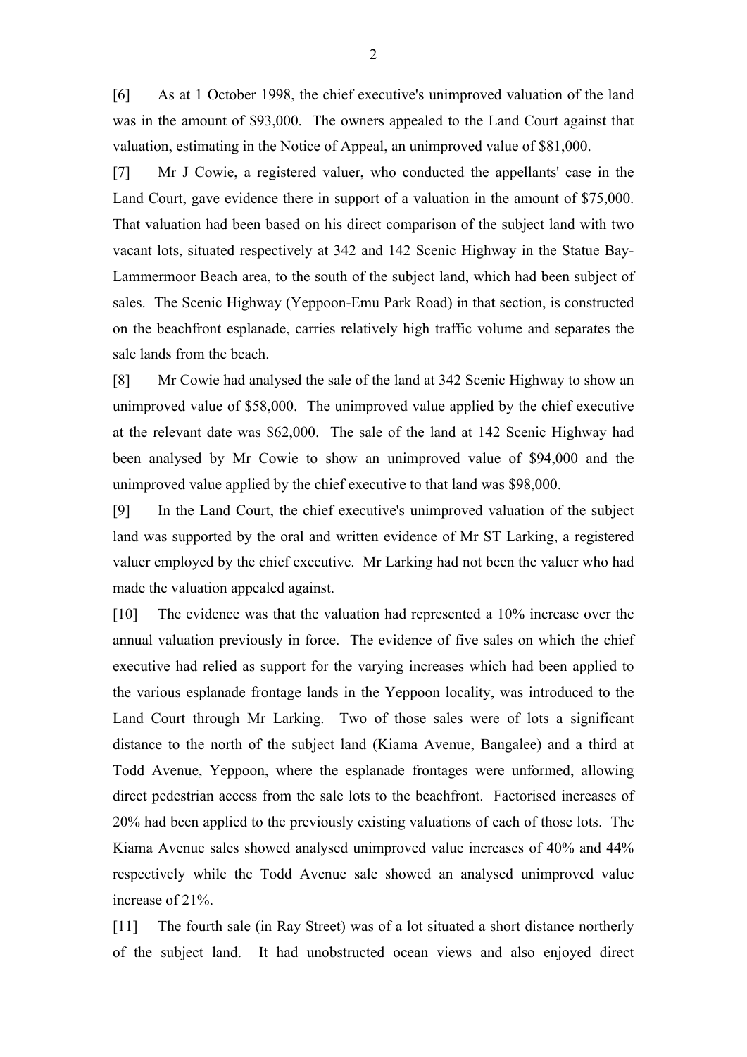[6] As at 1 October 1998, the chief executive's unimproved valuation of the land was in the amount of $93,000. The owners appealed to the Land Court against that valuation, estimating in the Notice of Appeal, an unimproved value of $81,000.

[7] Mr J Cowie, a registered valuer, who conducted the appellants' case in the Land Court, gave evidence there in support of a valuation in the amount of $75,000. That valuation had been based on his direct comparison of the subject land with two vacant lots, situated respectively at 342 and 142 Scenic Highway in the Statue Bay-Lammermoor Beach area, to the south of the subject land, which had been subject of sales. The Scenic Highway (Yeppoon-Emu Park Road) in that section, is constructed on the beachfront esplanade, carries relatively high traffic volume and separates the sale lands from the beach.

[8] Mr Cowie had analysed the sale of the land at 342 Scenic Highway to show an unimproved value of $58,000. The unimproved value applied by the chief executive at the relevant date was $62,000. The sale of the land at 142 Scenic Highway had been analysed by Mr Cowie to show an unimproved value of $94,000 and the unimproved value applied by the chief executive to that land was $98,000.

[9] In the Land Court, the chief executive's unimproved valuation of the subject land was supported by the oral and written evidence of Mr ST Larking, a registered valuer employed by the chief executive. Mr Larking had not been the valuer who had made the valuation appealed against.

[10] The evidence was that the valuation had represented a 10% increase over the annual valuation previously in force. The evidence of five sales on which the chief executive had relied as support for the varying increases which had been applied to the various esplanade frontage lands in the Yeppoon locality, was introduced to the Land Court through Mr Larking. Two of those sales were of lots a significant distance to the north of the subject land (Kiama Avenue, Bangalee) and a third at Todd Avenue, Yeppoon, where the esplanade frontages were unformed, allowing direct pedestrian access from the sale lots to the beachfront. Factorised increases of 20% had been applied to the previously existing valuations of each of those lots. The Kiama Avenue sales showed analysed unimproved value increases of 40% and 44% respectively while the Todd Avenue sale showed an analysed unimproved value increase of 21%.

[11] The fourth sale (in Ray Street) was of a lot situated a short distance northerly of the subject land. It had unobstructed ocean views and also enjoyed direct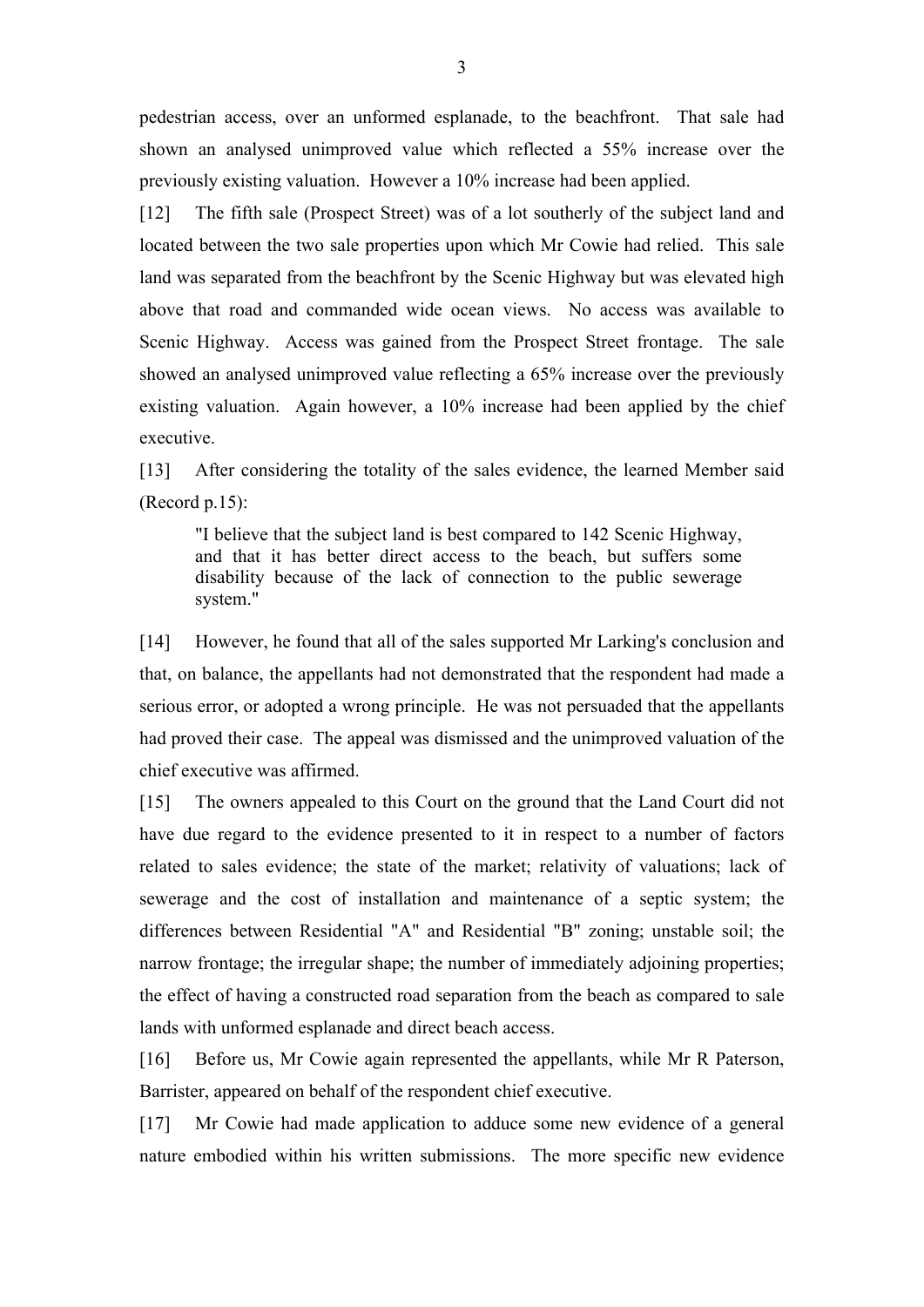pedestrian access, over an unformed esplanade, to the beachfront. That sale had shown an analysed unimproved value which reflected a 55% increase over the previously existing valuation. However a 10% increase had been applied.

[12] The fifth sale (Prospect Street) was of a lot southerly of the subject land and located between the two sale properties upon which Mr Cowie had relied. This sale land was separated from the beachfront by the Scenic Highway but was elevated high above that road and commanded wide ocean views. No access was available to Scenic Highway. Access was gained from the Prospect Street frontage. The sale showed an analysed unimproved value reflecting a 65% increase over the previously existing valuation. Again however, a 10% increase had been applied by the chief executive.

[13] After considering the totality of the sales evidence, the learned Member said (Record p.15):

> "I believe that the subject land is best compared to 142 Scenic Highway, and that it has better direct access to the beach, but suffers some disability because of the lack of connection to the public sewerage system."

[14] However, he found that all of the sales supported Mr Larking's conclusion and that, on balance, the appellants had not demonstrated that the respondent had made a serious error, or adopted a wrong principle. He was not persuaded that the appellants had proved their case. The appeal was dismissed and the unimproved valuation of the chief executive was affirmed.

[15] The owners appealed to this Court on the ground that the Land Court did not have due regard to the evidence presented to it in respect to a number of factors related to sales evidence; the state of the market; relativity of valuations; lack of sewerage and the cost of installation and maintenance of a septic system; the differences between Residential "A" and Residential "B" zoning; unstable soil; the narrow frontage; the irregular shape; the number of immediately adjoining properties; the effect of having a constructed road separation from the beach as compared to sale lands with unformed esplanade and direct beach access.

[16] Before us, Mr Cowie again represented the appellants, while Mr R Paterson, Barrister, appeared on behalf of the respondent chief executive.

[17] Mr Cowie had made application to adduce some new evidence of a general nature embodied within his written submissions. The more specific new evidence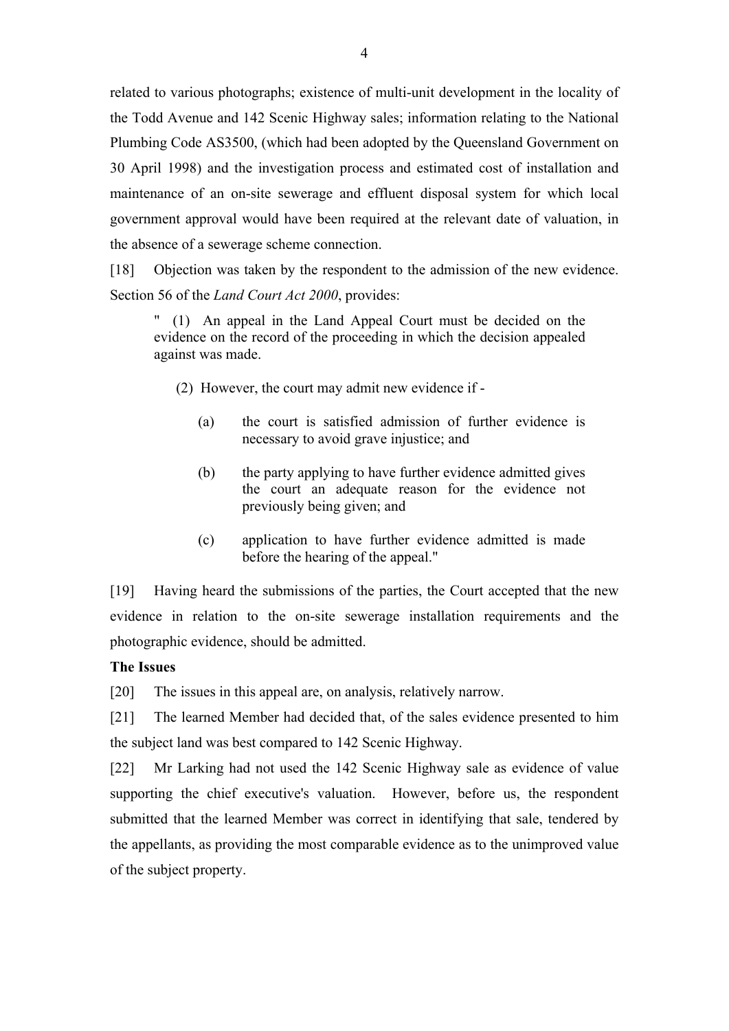related to various photographs; existence of multi-unit development in the locality of the Todd Avenue and 142 Scenic Highway sales; information relating to the National Plumbing Code AS3500, (which had been adopted by the Queensland Government on 30 April 1998) and the investigation process and estimated cost of installation and maintenance of an on-site sewerage and effluent disposal system for which local government approval would have been required at the relevant date of valuation, in the absence of a sewerage scheme connection.

[18] Objection was taken by the respondent to the admission of the new evidence. Section 56 of the *Land Court Act 2000*, provides:

> " (1) An appeal in the Land Appeal Court must be decided on the evidence on the record of the proceeding in which the decision appealed against was made.
>
> (2) However, the court may admit new evidence if -
>
> (a) the court is satisfied admission of further evidence is necessary to avoid grave injustice; and
>
> (b) the party applying to have further evidence admitted gives the court an adequate reason for the evidence not previously being given; and
>
> (c) application to have further evidence admitted is made before the hearing of the appeal."

[19] Having heard the submissions of the parties, the Court accepted that the new evidence in relation to the on-site sewerage installation requirements and the photographic evidence, should be admitted.

**The Issues**

[20] The issues in this appeal are, on analysis, relatively narrow.

[21] The learned Member had decided that, of the sales evidence presented to him the subject land was best compared to 142 Scenic Highway.

[22] Mr Larking had not used the 142 Scenic Highway sale as evidence of value supporting the chief executive's valuation. However, before us, the respondent submitted that the learned Member was correct in identifying that sale, tendered by the appellants, as providing the most comparable evidence as to the unimproved value of the subject property.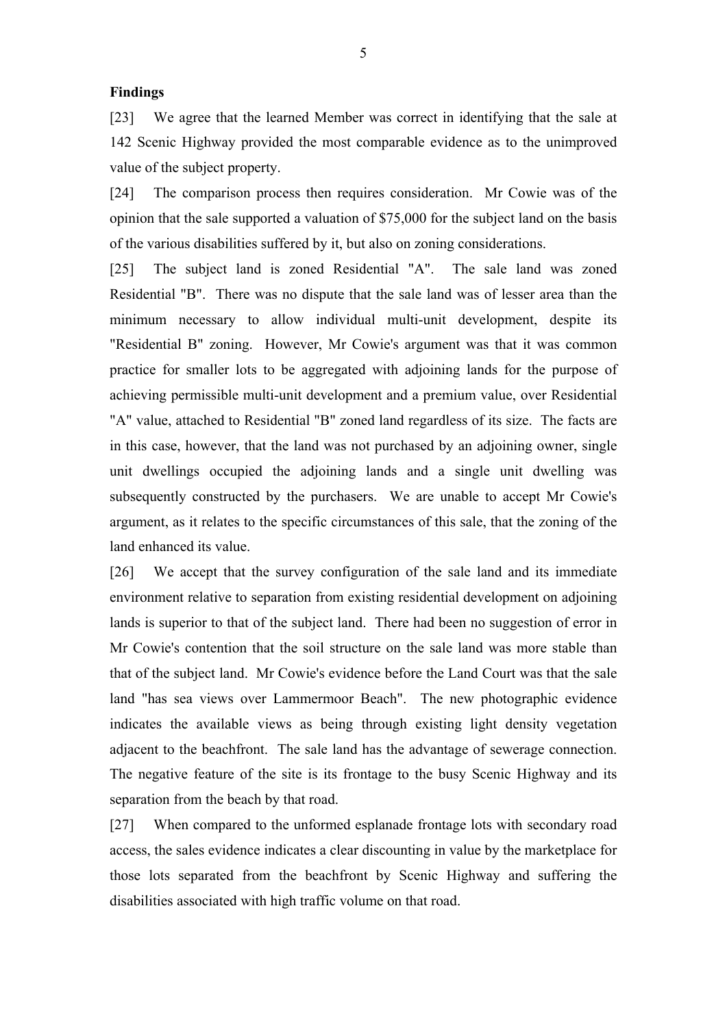**Findings**

[23] We agree that the learned Member was correct in identifying that the sale at 142 Scenic Highway provided the most comparable evidence as to the unimproved value of the subject property.

[24] The comparison process then requires consideration. Mr Cowie was of the opinion that the sale supported a valuation of $75,000 for the subject land on the basis of the various disabilities suffered by it, but also on zoning considerations.

[25] The subject land is zoned Residential "A". The sale land was zoned Residential "B". There was no dispute that the sale land was of lesser area than the minimum necessary to allow individual multi-unit development, despite its "Residential B" zoning. However, Mr Cowie's argument was that it was common practice for smaller lots to be aggregated with adjoining lands for the purpose of achieving permissible multi-unit development and a premium value, over Residential "A" value, attached to Residential "B" zoned land regardless of its size. The facts are in this case, however, that the land was not purchased by an adjoining owner, single unit dwellings occupied the adjoining lands and a single unit dwelling was subsequently constructed by the purchasers. We are unable to accept Mr Cowie's argument, as it relates to the specific circumstances of this sale, that the zoning of the land enhanced its value.

[26] We accept that the survey configuration of the sale land and its immediate environment relative to separation from existing residential development on adjoining lands is superior to that of the subject land. There had been no suggestion of error in Mr Cowie's contention that the soil structure on the sale land was more stable than that of the subject land. Mr Cowie's evidence before the Land Court was that the sale land "has sea views over Lammermoor Beach". The new photographic evidence indicates the available views as being through existing light density vegetation adjacent to the beachfront. The sale land has the advantage of sewerage connection. The negative feature of the site is its frontage to the busy Scenic Highway and its separation from the beach by that road.

[27] When compared to the unformed esplanade frontage lots with secondary road access, the sales evidence indicates a clear discounting in value by the marketplace for those lots separated from the beachfront by Scenic Highway and suffering the disabilities associated with high traffic volume on that road.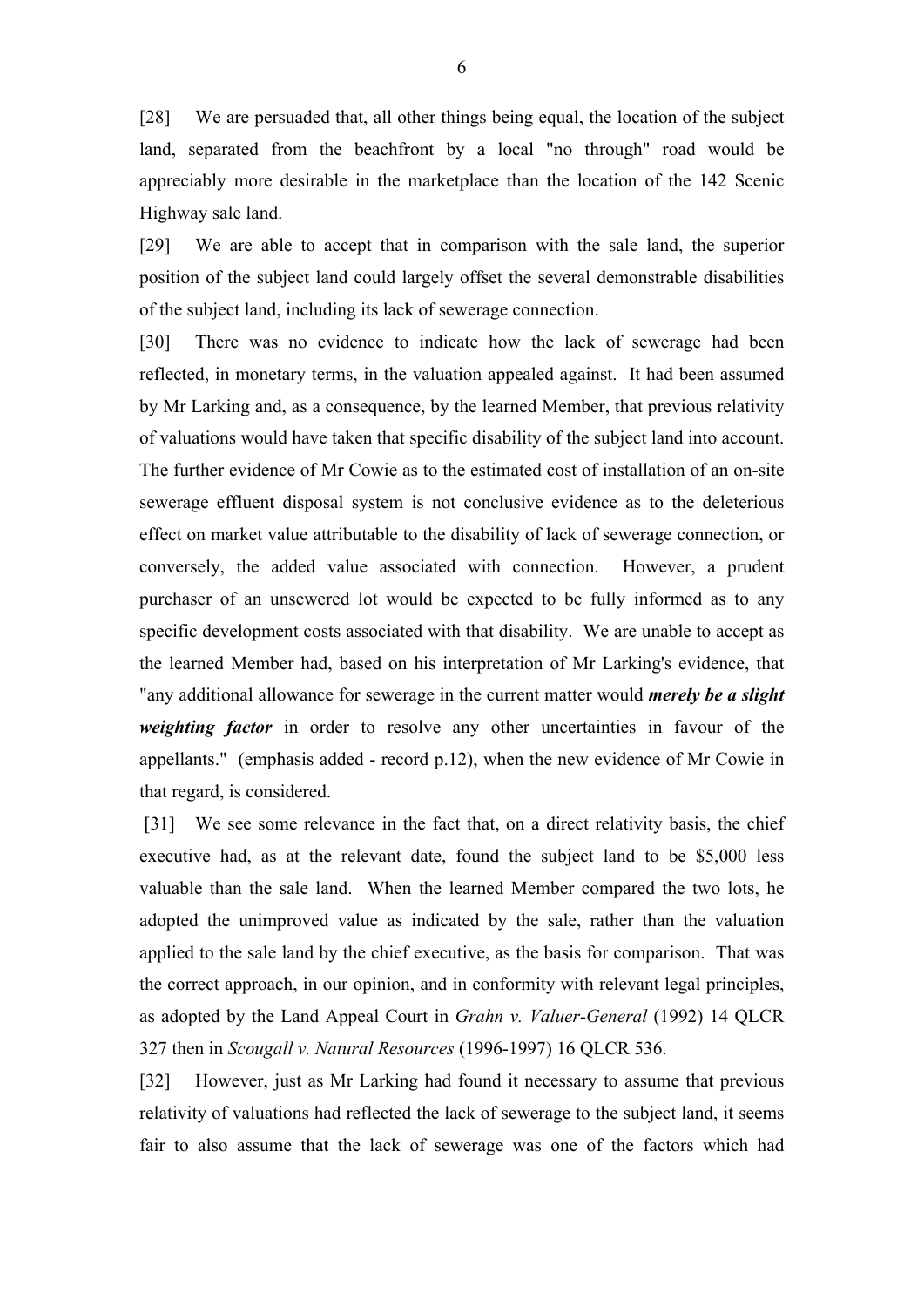[28] We are persuaded that, all other things being equal, the location of the subject land, separated from the beachfront by a local "no through" road would be appreciably more desirable in the marketplace than the location of the 142 Scenic Highway sale land.

[29] We are able to accept that in comparison with the sale land, the superior position of the subject land could largely offset the several demonstrable disabilities of the subject land, including its lack of sewerage connection.

[30] There was no evidence to indicate how the lack of sewerage had been reflected, in monetary terms, in the valuation appealed against. It had been assumed by Mr Larking and, as a consequence, by the learned Member, that previous relativity of valuations would have taken that specific disability of the subject land into account. The further evidence of Mr Cowie as to the estimated cost of installation of an on-site sewerage effluent disposal system is not conclusive evidence as to the deleterious effect on market value attributable to the disability of lack of sewerage connection, or conversely, the added value associated with connection. However, a prudent purchaser of an unsewered lot would be expected to be fully informed as to any specific development costs associated with that disability. We are unable to accept as the learned Member had, based on his interpretation of Mr Larking's evidence, that "any additional allowance for sewerage in the current matter would ***merely be a slight weighting factor*** in order to resolve any other uncertainties in favour of the appellants." (emphasis added - record p.12), when the new evidence of Mr Cowie in that regard, is considered.

[31] We see some relevance in the fact that, on a direct relativity basis, the chief executive had, as at the relevant date, found the subject land to be $5,000 less valuable than the sale land. When the learned Member compared the two lots, he adopted the unimproved value as indicated by the sale, rather than the valuation applied to the sale land by the chief executive, as the basis for comparison. That was the correct approach, in our opinion, and in conformity with relevant legal principles, as adopted by the Land Appeal Court in *Grahn v. Valuer-General* (1992) 14 QLCR 327 then in *Scougall v. Natural Resources* (1996-1997) 16 QLCR 536.

[32] However, just as Mr Larking had found it necessary to assume that previous relativity of valuations had reflected the lack of sewerage to the subject land, it seems fair to also assume that the lack of sewerage was one of the factors which had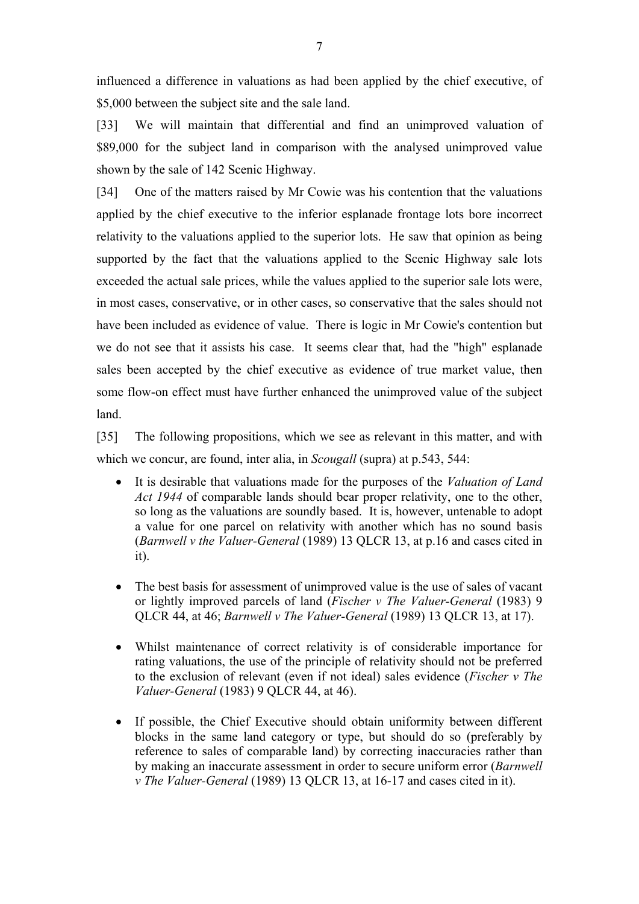influenced a difference in valuations as had been applied by the chief executive, of $5,000 between the subject site and the sale land.

[33] We will maintain that differential and find an unimproved valuation of $89,000 for the subject land in comparison with the analysed unimproved value shown by the sale of 142 Scenic Highway.

[34] One of the matters raised by Mr Cowie was his contention that the valuations applied by the chief executive to the inferior esplanade frontage lots bore incorrect relativity to the valuations applied to the superior lots. He saw that opinion as being supported by the fact that the valuations applied to the Scenic Highway sale lots exceeded the actual sale prices, while the values applied to the superior sale lots were, in most cases, conservative, or in other cases, so conservative that the sales should not have been included as evidence of value. There is logic in Mr Cowie's contention but we do not see that it assists his case. It seems clear that, had the "high" esplanade sales been accepted by the chief executive as evidence of true market value, then some flow-on effect must have further enhanced the unimproved value of the subject land.

[35] The following propositions, which we see as relevant in this matter, and with which we concur, are found, inter alia, in *Scougall* (supra) at p.543, 544:

- It is desirable that valuations made for the purposes of the *Valuation of Land Act 1944* of comparable lands should bear proper relativity, one to the other, so long as the valuations are soundly based. It is, however, untenable to adopt a value for one parcel on relativity with another which has no sound basis (*Barnwell v the Valuer-General* (1989) 13 QLCR 13, at p.16 and cases cited in it).

- The best basis for assessment of unimproved value is the use of sales of vacant or lightly improved parcels of land (*Fischer v The Valuer-General* (1983) 9 QLCR 44, at 46; *Barnwell v The Valuer-General* (1989) 13 QLCR 13, at 17).

- Whilst maintenance of correct relativity is of considerable importance for rating valuations, the use of the principle of relativity should not be preferred to the exclusion of relevant (even if not ideal) sales evidence (*Fischer v The Valuer-General* (1983) 9 QLCR 44, at 46).

- If possible, the Chief Executive should obtain uniformity between different blocks in the same land category or type, but should do so (preferably by reference to sales of comparable land) by correcting inaccuracies rather than by making an inaccurate assessment in order to secure uniform error (*Barnwell v The Valuer-General* (1989) 13 QLCR 13, at 16-17 and cases cited in it).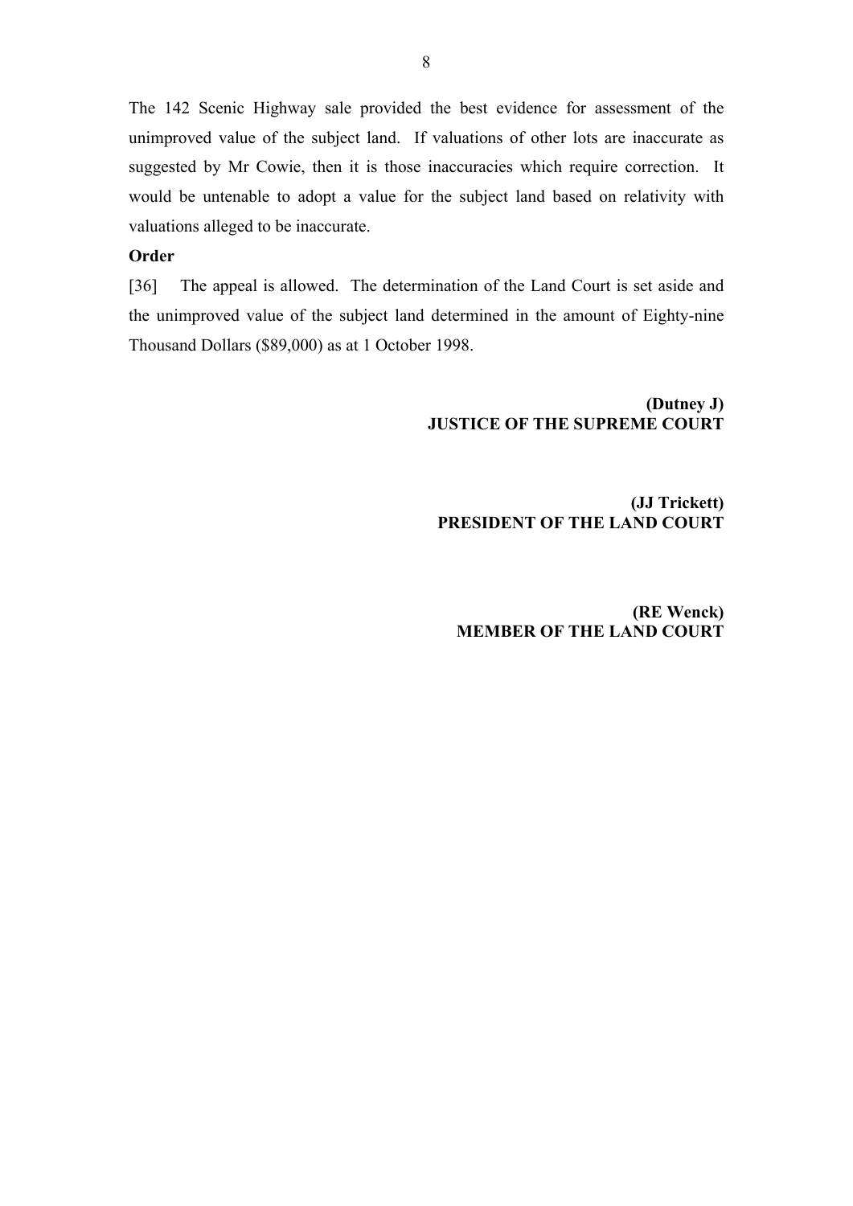The 142 Scenic Highway sale provided the best evidence for assessment of the unimproved value of the subject land. If valuations of other lots are inaccurate as suggested by Mr Cowie, then it is those inaccuracies which require correction. It would be untenable to adopt a value for the subject land based on relativity with valuations alleged to be inaccurate.

**Order**

[36] The appeal is allowed. The determination of the Land Court is set aside and the unimproved value of the subject land determined in the amount of Eighty-nine Thousand Dollars ($89,000) as at 1 October 1998.

**(Dutney J)**
**JUSTICE OF THE SUPREME COURT**

**(JJ Trickett)**
**PRESIDENT OF THE LAND COURT**

**(RE Wenck)**
**MEMBER OF THE LAND COURT**